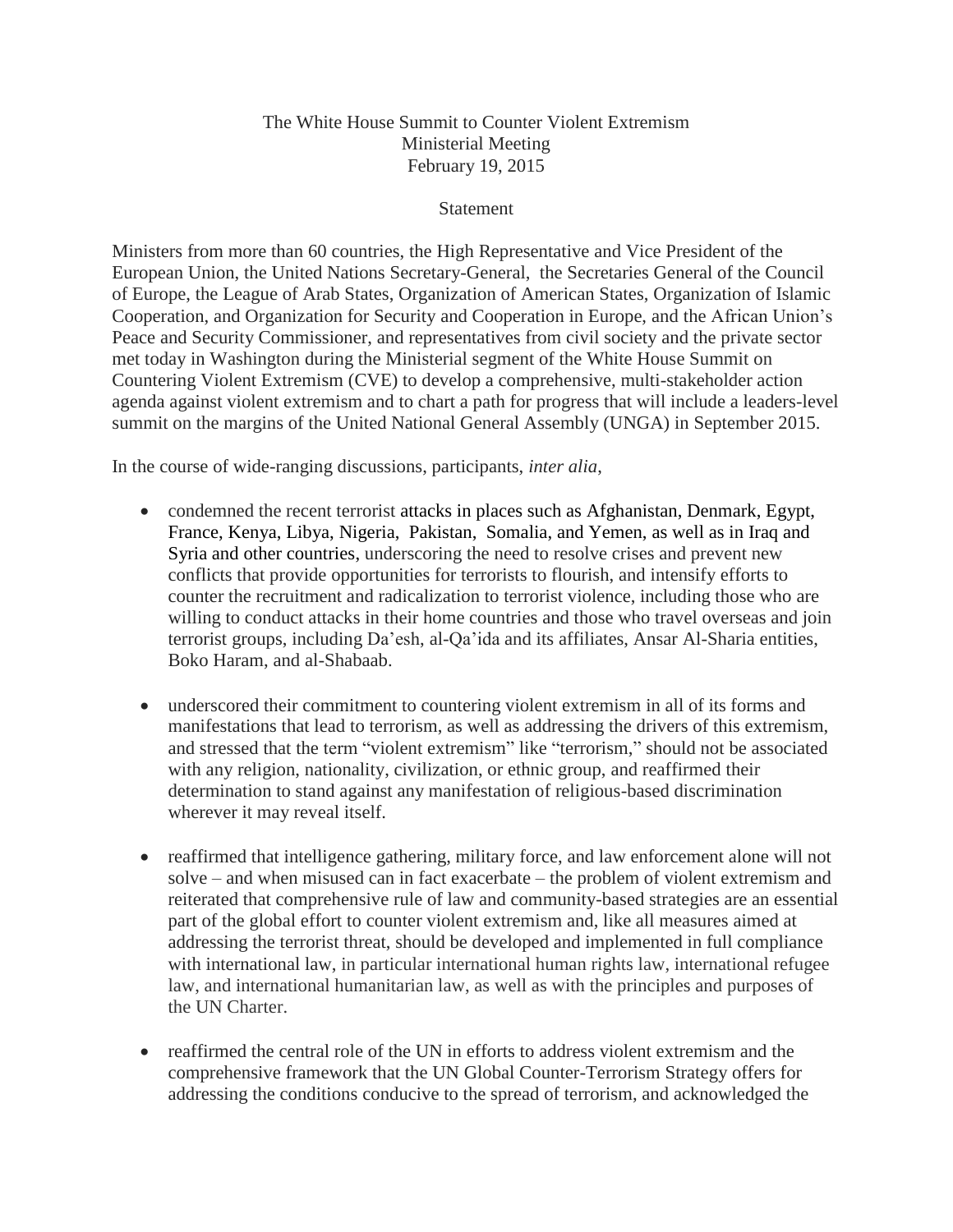# The White House Summit to Counter Violent Extremism
## Ministerial Meeting
### February 19, 2015

### Statement

Ministers from more than 60 countries, the High Representative and Vice President of the European Union, the United Nations Secretary-General, the Secretaries General of the Council of Europe, the League of Arab States, Organization of American States, Organization of Islamic Cooperation, and Organization for Security and Cooperation in Europe, and the African Union's Peace and Security Commissioner, and representatives from civil society and the private sector met today in Washington during the Ministerial segment of the White House Summit on Countering Violent Extremism (CVE) to develop a comprehensive, multi-stakeholder action agenda against violent extremism and to chart a path for progress that will include a leaders-level summit on the margins of the United National General Assembly (UNGA) in September 2015.

In the course of wide-ranging discussions, participants, *inter alia*,

- condemned the recent terrorist attacks in places such as Afghanistan, Denmark, Egypt, France, Kenya, Libya, Nigeria, Pakistan, Somalia, and Yemen, as well as in Iraq and Syria and other countries, underscoring the need to resolve crises and prevent new conflicts that provide opportunities for terrorists to flourish, and intensify efforts to counter the recruitment and radicalization to terrorist violence, including those who are willing to conduct attacks in their home countries and those who travel overseas and join terrorist groups, including Da'esh, al-Qa'ida and its affiliates, Ansar Al-Sharia entities, Boko Haram, and al-Shabaab.

- underscored their commitment to countering violent extremism in all of its forms and manifestations that lead to terrorism, as well as addressing the drivers of this extremism, and stressed that the term "violent extremism" like "terrorism," should not be associated with any religion, nationality, civilization, or ethnic group, and reaffirmed their determination to stand against any manifestation of religious-based discrimination wherever it may reveal itself.

- reaffirmed that intelligence gathering, military force, and law enforcement alone will not solve – and when misused can in fact exacerbate – the problem of violent extremism and reiterated that comprehensive rule of law and community-based strategies are an essential part of the global effort to counter violent extremism and, like all measures aimed at addressing the terrorist threat, should be developed and implemented in full compliance with international law, in particular international human rights law, international refugee law, and international humanitarian law, as well as with the principles and purposes of the UN Charter.

- reaffirmed the central role of the UN in efforts to address violent extremism and the comprehensive framework that the UN Global Counter-Terrorism Strategy offers for addressing the conditions conducive to the spread of terrorism, and acknowledged the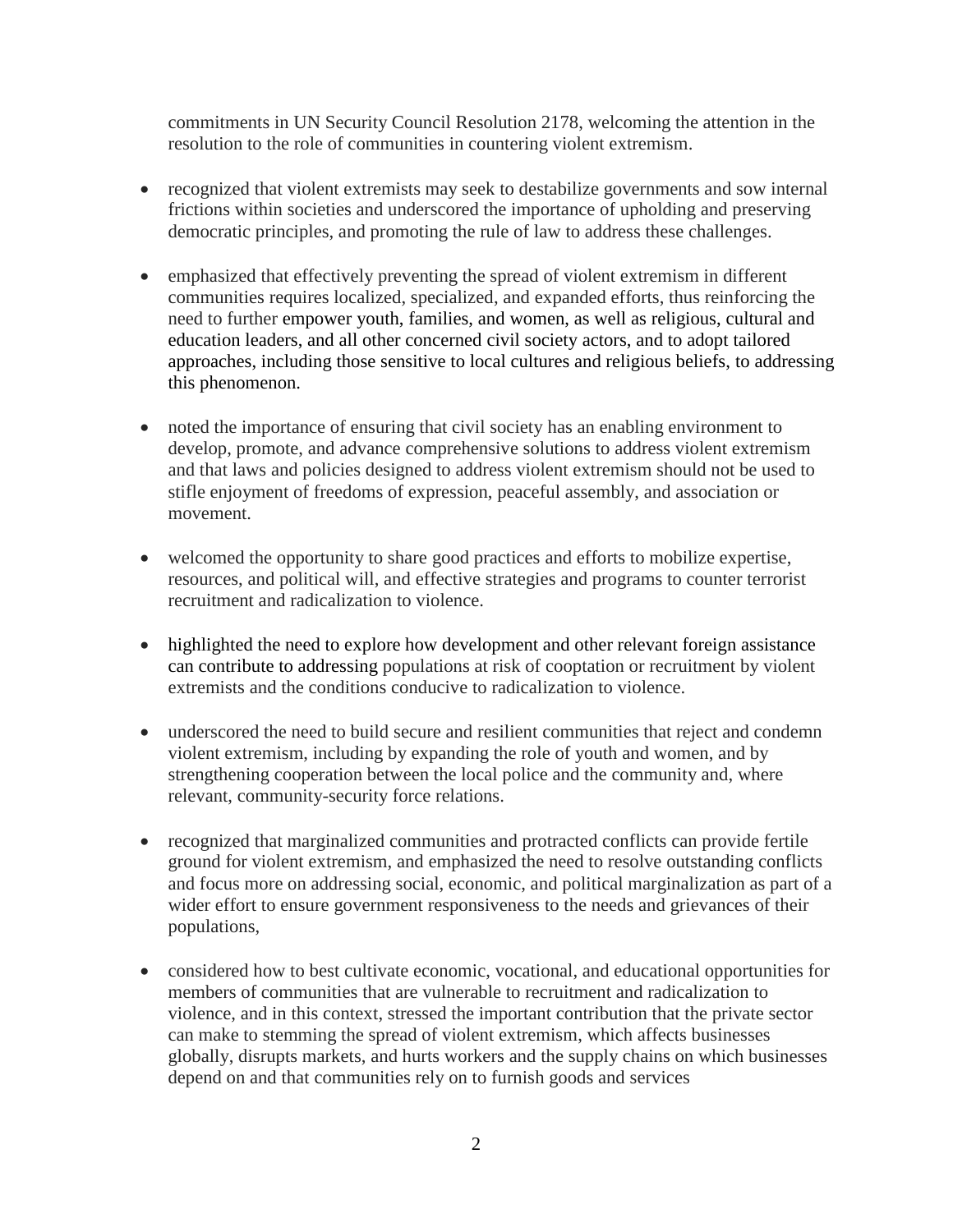commitments in UN Security Council Resolution 2178, welcoming the attention in the resolution to the role of communities in countering violent extremism.

- recognized that violent extremists may seek to destabilize governments and sow internal frictions within societies and underscored the importance of upholding and preserving democratic principles, and promoting the rule of law to address these challenges.

- emphasized that effectively preventing the spread of violent extremism in different communities requires localized, specialized, and expanded efforts, thus reinforcing the need to further empower youth, families, and women, as well as religious, cultural and education leaders, and all other concerned civil society actors, and to adopt tailored approaches, including those sensitive to local cultures and religious beliefs, to addressing this phenomenon.

- noted the importance of ensuring that civil society has an enabling environment to develop, promote, and advance comprehensive solutions to address violent extremism and that laws and policies designed to address violent extremism should not be used to stifle enjoyment of freedoms of expression, peaceful assembly, and association or movement.

- welcomed the opportunity to share good practices and efforts to mobilize expertise, resources, and political will, and effective strategies and programs to counter terrorist recruitment and radicalization to violence.

- highlighted the need to explore how development and other relevant foreign assistance can contribute to addressing populations at risk of cooptation or recruitment by violent extremists and the conditions conducive to radicalization to violence.

- underscored the need to build secure and resilient communities that reject and condemn violent extremism, including by expanding the role of youth and women, and by strengthening cooperation between the local police and the community and, where relevant, community-security force relations.

- recognized that marginalized communities and protracted conflicts can provide fertile ground for violent extremism, and emphasized the need to resolve outstanding conflicts and focus more on addressing social, economic, and political marginalization as part of a wider effort to ensure government responsiveness to the needs and grievances of their populations,

- considered how to best cultivate economic, vocational, and educational opportunities for members of communities that are vulnerable to recruitment and radicalization to violence, and in this context, stressed the important contribution that the private sector can make to stemming the spread of violent extremism, which affects businesses globally, disrupts markets, and hurts workers and the supply chains on which businesses depend on and that communities rely on to furnish goods and services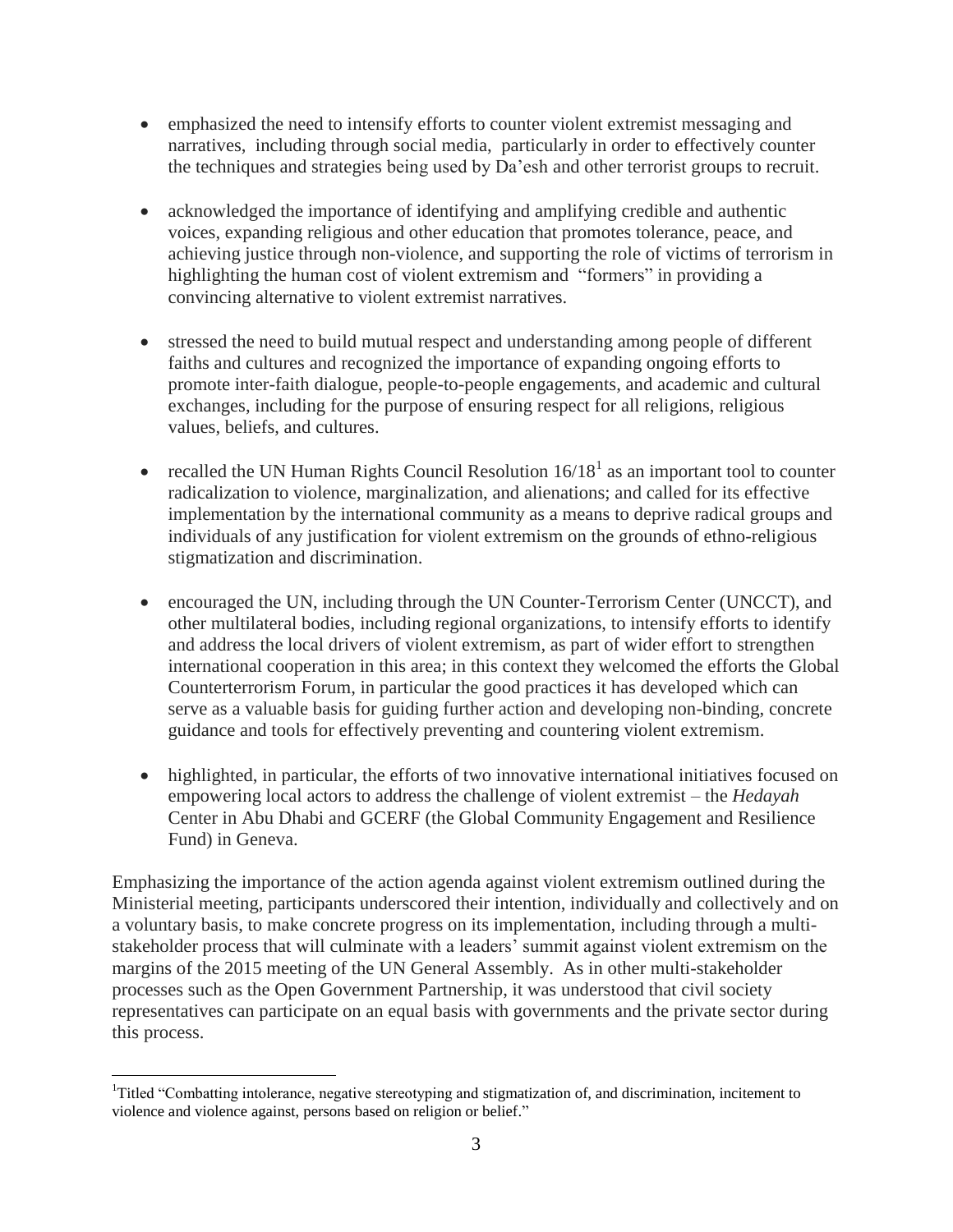- emphasized the need to intensify efforts to counter violent extremist messaging and narratives, including through social media, particularly in order to effectively counter the techniques and strategies being used by Da'esh and other terrorist groups to recruit.

- acknowledged the importance of identifying and amplifying credible and authentic voices, expanding religious and other education that promotes tolerance, peace, and achieving justice through non-violence, and supporting the role of victims of terrorism in highlighting the human cost of violent extremism and "formers" in providing a convincing alternative to violent extremist narratives.

- stressed the need to build mutual respect and understanding among people of different faiths and cultures and recognized the importance of expanding ongoing efforts to promote inter-faith dialogue, people-to-people engagements, and academic and cultural exchanges, including for the purpose of ensuring respect for all religions, religious values, beliefs, and cultures.

- recalled the UN Human Rights Council Resolution 16/18[1] as an important tool to counter radicalization to violence, marginalization, and alienations; and called for its effective implementation by the international community as a means to deprive radical groups and individuals of any justification for violent extremism on the grounds of ethno-religious stigmatization and discrimination.

- encouraged the UN, including through the UN Counter-Terrorism Center (UNCCT), and other multilateral bodies, including regional organizations, to intensify efforts to identify and address the local drivers of violent extremism, as part of wider effort to strengthen international cooperation in this area; in this context they welcomed the efforts the Global Counterterrorism Forum, in particular the good practices it has developed which can serve as a valuable basis for guiding further action and developing non-binding, concrete guidance and tools for effectively preventing and countering violent extremism.

- highlighted, in particular, the efforts of two innovative international initiatives focused on empowering local actors to address the challenge of violent extremist – the *Hedayah* Center in Abu Dhabi and GCERF (the Global Community Engagement and Resilience Fund) in Geneva.

Emphasizing the importance of the action agenda against violent extremism outlined during the Ministerial meeting, participants underscored their intention, individually and collectively and on a voluntary basis, to make concrete progress on its implementation, including through a multi-stakeholder process that will culminate with a leaders' summit against violent extremism on the margins of the 2015 meeting of the UN General Assembly. As in other multi-stakeholder processes such as the Open Government Partnership, it was understood that civil society representatives can participate on an equal basis with governments and the private sector during this process.

---

[1] Titled "Combatting intolerance, negative stereotyping and stigmatization of, and discrimination, incitement to violence and violence against, persons based on religion or belief."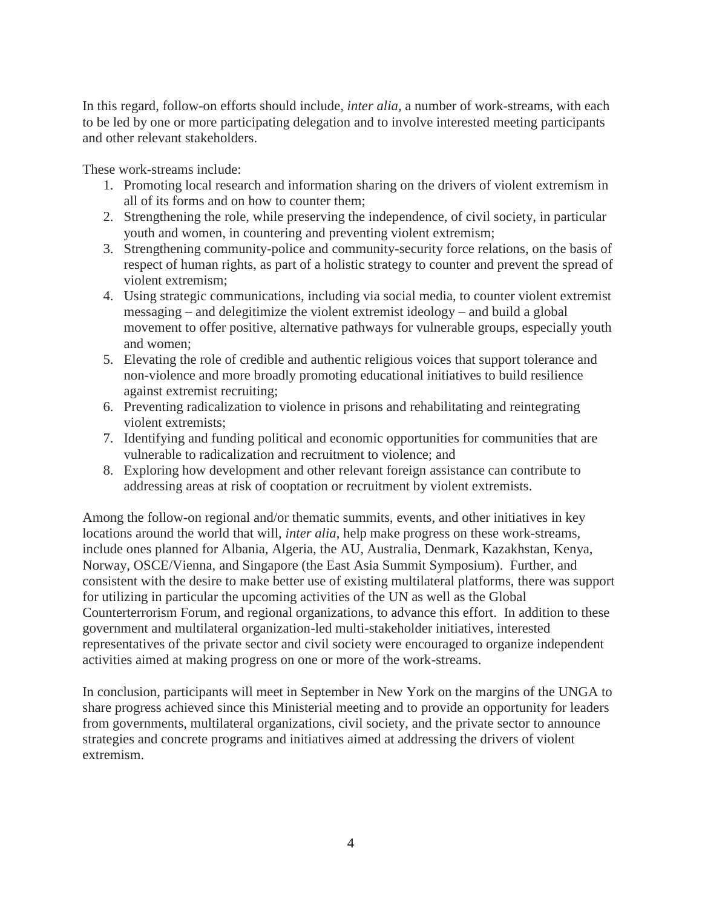In this regard, follow-on efforts should include, *inter alia*, a number of work-streams, with each to be led by one or more participating delegation and to involve interested meeting participants and other relevant stakeholders.

These work-streams include:

1. Promoting local research and information sharing on the drivers of violent extremism in all of its forms and on how to counter them;
2. Strengthening the role, while preserving the independence, of civil society, in particular youth and women, in countering and preventing violent extremism;
3. Strengthening community-police and community-security force relations, on the basis of respect of human rights, as part of a holistic strategy to counter and prevent the spread of violent extremism;
4. Using strategic communications, including via social media, to counter violent extremist messaging – and delegitimize the violent extremist ideology – and build a global movement to offer positive, alternative pathways for vulnerable groups, especially youth and women;
5. Elevating the role of credible and authentic religious voices that support tolerance and non-violence and more broadly promoting educational initiatives to build resilience against extremist recruiting;
6. Preventing radicalization to violence in prisons and rehabilitating and reintegrating violent extremists;
7. Identifying and funding political and economic opportunities for communities that are vulnerable to radicalization and recruitment to violence; and
8. Exploring how development and other relevant foreign assistance can contribute to addressing areas at risk of cooptation or recruitment by violent extremists.

Among the follow-on regional and/or thematic summits, events, and other initiatives in key locations around the world that will, *inter alia*, help make progress on these work-streams, include ones planned for Albania, Algeria, the AU, Australia, Denmark, Kazakhstan, Kenya, Norway, OSCE/Vienna, and Singapore (the East Asia Summit Symposium). Further, and consistent with the desire to make better use of existing multilateral platforms, there was support for utilizing in particular the upcoming activities of the UN as well as the Global Counterterrorism Forum, and regional organizations, to advance this effort. In addition to these government and multilateral organization-led multi-stakeholder initiatives, interested representatives of the private sector and civil society were encouraged to organize independent activities aimed at making progress on one or more of the work-streams.

In conclusion, participants will meet in September in New York on the margins of the UNGA to share progress achieved since this Ministerial meeting and to provide an opportunity for leaders from governments, multilateral organizations, civil society, and the private sector to announce strategies and concrete programs and initiatives aimed at addressing the drivers of violent extremism.